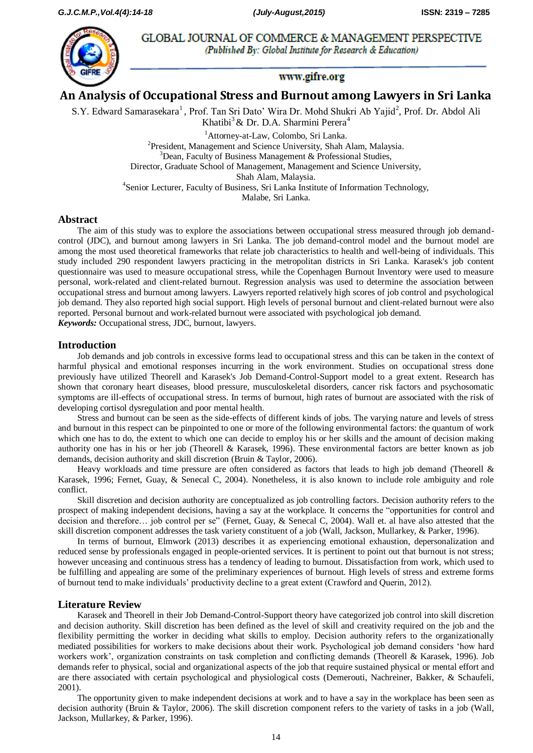# An Analysis of Occupational Stress and Burnout among Lawyers in Sri Lanka

S.Y. Edward Samarasekara[1], Prof. Tan Sri Dato' Wira Dr. Mohd Shukri Ab Yajid[2], Prof. Dr. Abdol Ali Khatibi[3] & Dr. D.A. Sharmini Perera[4]

[1]Attorney-at-Law, Colombo, Sri Lanka.
[2]President, Management and Science University, Shah Alam, Malaysia.
[3]Dean, Faculty of Business Management & Professional Studies,
Director, Graduate School of Management, Management and Science University,
Shah Alam, Malaysia.
[4]Senior Lecturer, Faculty of Business, Sri Lanka Institute of Information Technology,
Malabe, Sri Lanka.

## Abstract

The aim of this study was to explore the associations between occupational stress measured through job demand-control (JDC), and burnout among lawyers in Sri Lanka. The job demand-control model and the burnout model are among the most used theoretical frameworks that relate job characteristics to health and well-being of individuals. This study included 290 respondent lawyers practicing in the metropolitan districts in Sri Lanka. Karasek's job content questionnaire was used to measure occupational stress, while the Copenhagen Burnout Inventory were used to measure personal, work-related and client-related burnout. Regression analysis was used to determine the association between occupational stress and burnout among lawyers. Lawyers reported relatively high scores of job control and psychological job demand. They also reported high social support. High levels of personal burnout and client-related burnout were also reported. Personal burnout and work-related burnout were associated with psychological job demand.

***Keywords:*** Occupational stress, JDC, burnout, lawyers.

## Introduction

Job demands and job controls in excessive forms lead to occupational stress and this can be taken in the context of harmful physical and emotional responses incurring in the work environment. Studies on occupational stress done previously have utilized Theorell and Karasek's Job Demand-Control-Support model to a great extent. Research has shown that coronary heart diseases, blood pressure, musculoskeletal disorders, cancer risk factors and psychosomatic symptoms are ill-effects of occupational stress. In terms of burnout, high rates of burnout are associated with the risk of developing cortisol dysregulation and poor mental health.

Stress and burnout can be seen as the side-effects of different kinds of jobs. The varying nature and levels of stress and burnout in this respect can be pinpointed to one or more of the following environmental factors: the quantum of work which one has to do, the extent to which one can decide to employ his or her skills and the amount of decision making authority one has in his or her job (Theorell & Karasek, 1996). These environmental factors are better known as job demands, decision authority and skill discretion (Bruin & Taylor, 2006).

Heavy workloads and time pressure are often considered as factors that leads to high job demand (Theorell & Karasek, 1996; Fernet, Guay, & Senecal C, 2004). Nonetheless, it is also known to include role ambiguity and role conflict.

Skill discretion and decision authority are conceptualized as job controlling factors. Decision authority refers to the prospect of making independent decisions, having a say at the workplace. It concerns the "opportunities for control and decision and therefore… job control per se" (Fernet, Guay, & Senecal C, 2004). Wall et. al have also attested that the skill discretion component addresses the task variety constituent of a job (Wall, Jackson, Mullarkey, & Parker, 1996).

In terms of burnout, Elmwork (2013) describes it as experiencing emotional exhaustion, depersonalization and reduced sense by professionals engaged in people-oriented services. It is pertinent to point out that burnout is not stress; however unceasing and continuous stress has a tendency of leading to burnout. Dissatisfaction from work, which used to be fulfilling and appealing are some of the preliminary experiences of burnout. High levels of stress and extreme forms of burnout tend to make individuals' productivity decline to a great extent (Crawford and Querin, 2012).

## Literature Review

Karasek and Theorell in their Job Demand-Control-Support theory have categorized job control into skill discretion and decision authority. Skill discretion has been defined as the level of skill and creativity required on the job and the flexibility permitting the worker in deciding what skills to employ. Decision authority refers to the organizationally mediated possibilities for workers to make decisions about their work. Psychological job demand considers 'how hard workers work', organization constraints on task completion and conflicting demands (Theorell & Karasek, 1996). Job demands refer to physical, social and organizational aspects of the job that require sustained physical or mental effort and are there associated with certain psychological and physiological costs (Demerouti, Nachreiner, Bakker, & Schaufeli, 2001).

The opportunity given to make independent decisions at work and to have a say in the workplace has been seen as decision authority (Bruin & Taylor, 2006). The skill discretion component refers to the variety of tasks in a job (Wall, Jackson, Mullarkey, & Parker, 1996).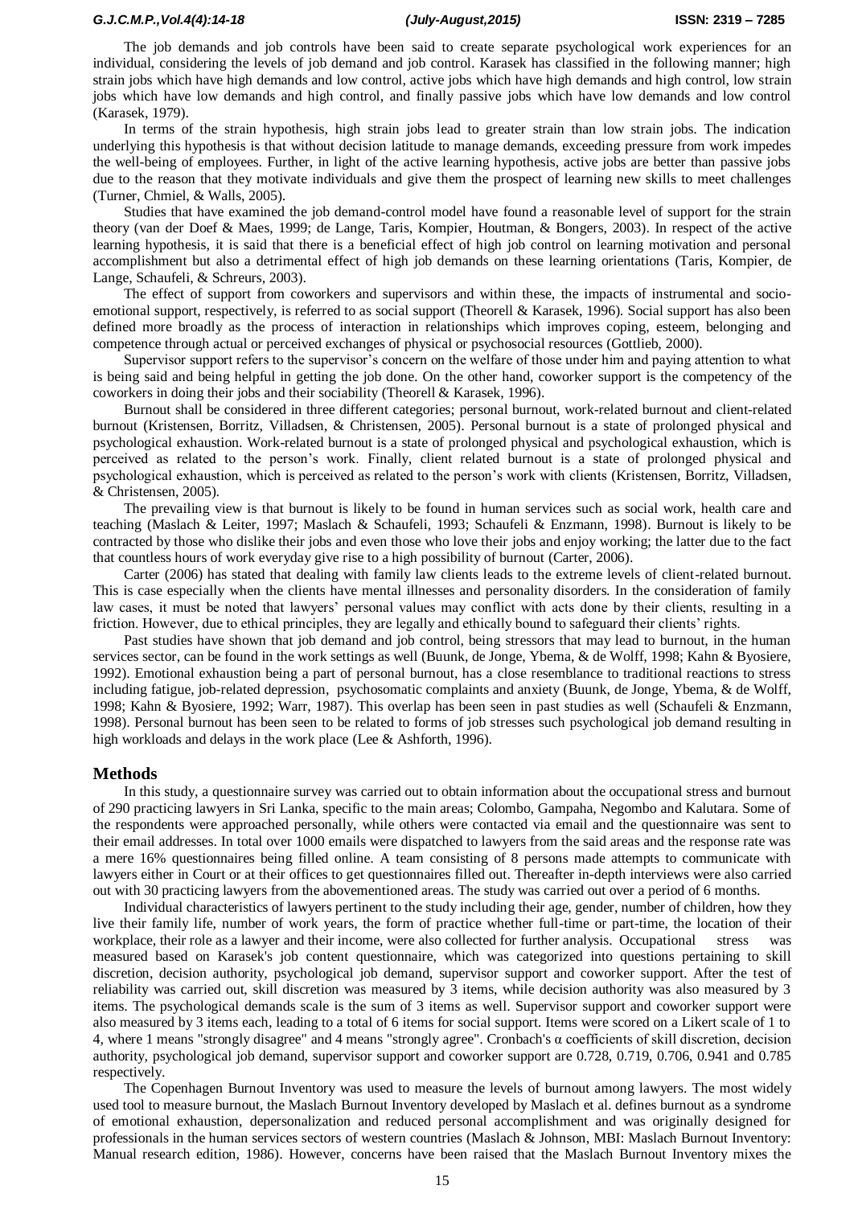The job demands and job controls have been said to create separate psychological work experiences for an individual, considering the levels of job demand and job control. Karasek has classified in the following manner; high strain jobs which have high demands and low control, active jobs which have high demands and high control, low strain jobs which have low demands and high control, and finally passive jobs which have low demands and low control (Karasek, 1979).

In terms of the strain hypothesis, high strain jobs lead to greater strain than low strain jobs. The indication underlying this hypothesis is that without decision latitude to manage demands, exceeding pressure from work impedes the well-being of employees. Further, in light of the active learning hypothesis, active jobs are better than passive jobs due to the reason that they motivate individuals and give them the prospect of learning new skills to meet challenges (Turner, Chmiel, & Walls, 2005).

Studies that have examined the job demand-control model have found a reasonable level of support for the strain theory (van der Doef & Maes, 1999; de Lange, Taris, Kompier, Houtman, & Bongers, 2003). In respect of the active learning hypothesis, it is said that there is a beneficial effect of high job control on learning motivation and personal accomplishment but also a detrimental effect of high job demands on these learning orientations (Taris, Kompier, de Lange, Schaufeli, & Schreurs, 2003).

The effect of support from coworkers and supervisors and within these, the impacts of instrumental and socio-emotional support, respectively, is referred to as social support (Theorell & Karasek, 1996). Social support has also been defined more broadly as the process of interaction in relationships which improves coping, esteem, belonging and competence through actual or perceived exchanges of physical or psychosocial resources (Gottlieb, 2000).

Supervisor support refers to the supervisor's concern on the welfare of those under him and paying attention to what is being said and being helpful in getting the job done. On the other hand, coworker support is the competency of the coworkers in doing their jobs and their sociability (Theorell & Karasek, 1996).

Burnout shall be considered in three different categories; personal burnout, work-related burnout and client-related burnout (Kristensen, Borritz, Villadsen, & Christensen, 2005). Personal burnout is a state of prolonged physical and psychological exhaustion. Work-related burnout is a state of prolonged physical and psychological exhaustion, which is perceived as related to the person's work. Finally, client related burnout is a state of prolonged physical and psychological exhaustion, which is perceived as related to the person's work with clients (Kristensen, Borritz, Villadsen, & Christensen, 2005).

The prevailing view is that burnout is likely to be found in human services such as social work, health care and teaching (Maslach & Leiter, 1997; Maslach & Schaufeli, 1993; Schaufeli & Enzmann, 1998). Burnout is likely to be contracted by those who dislike their jobs and even those who love their jobs and enjoy working; the latter due to the fact that countless hours of work everyday give rise to a high possibility of burnout (Carter, 2006).

Carter (2006) has stated that dealing with family law clients leads to the extreme levels of client-related burnout. This is case especially when the clients have mental illnesses and personality disorders. In the consideration of family law cases, it must be noted that lawyers' personal values may conflict with acts done by their clients, resulting in a friction. However, due to ethical principles, they are legally and ethically bound to safeguard their clients' rights.

Past studies have shown that job demand and job control, being stressors that may lead to burnout, in the human services sector, can be found in the work settings as well (Buunk, de Jonge, Ybema, & de Wolff, 1998; Kahn & Byosiere, 1992). Emotional exhaustion being a part of personal burnout, has a close resemblance to traditional reactions to stress including fatigue, job-related depression, psychosomatic complaints and anxiety (Buunk, de Jonge, Ybema, & de Wolff, 1998; Kahn & Byosiere, 1992; Warr, 1987). This overlap has been seen in past studies as well (Schaufeli & Enzmann, 1998). Personal burnout has been seen to be related to forms of job stresses such psychological job demand resulting in high workloads and delays in the work place (Lee & Ashforth, 1996).

## Methods

In this study, a questionnaire survey was carried out to obtain information about the occupational stress and burnout of 290 practicing lawyers in Sri Lanka, specific to the main areas; Colombo, Gampaha, Negombo and Kalutara. Some of the respondents were approached personally, while others were contacted via email and the questionnaire was sent to their email addresses. In total over 1000 emails were dispatched to lawyers from the said areas and the response rate was a mere 16% questionnaires being filled online. A team consisting of 8 persons made attempts to communicate with lawyers either in Court or at their offices to get questionnaires filled out. Thereafter in-depth interviews were also carried out with 30 practicing lawyers from the abovementioned areas. The study was carried out over a period of 6 months.

Individual characteristics of lawyers pertinent to the study including their age, gender, number of children, how they live their family life, number of work years, the form of practice whether full-time or part-time, the location of their workplace, their role as a lawyer and their income, were also collected for further analysis. Occupational stress was measured based on Karasek's job content questionnaire, which was categorized into questions pertaining to skill discretion, decision authority, psychological job demand, supervisor support and coworker support. After the test of reliability was carried out, skill discretion was measured by 3 items, while decision authority was also measured by 3 items. The psychological demands scale is the sum of 3 items as well. Supervisor support and coworker support were also measured by 3 items each, leading to a total of 6 items for social support. Items were scored on a Likert scale of 1 to 4, where 1 means "strongly disagree" and 4 means "strongly agree". Cronbach's α coefficients of skill discretion, decision authority, psychological job demand, supervisor support and coworker support are 0.728, 0.719, 0.706, 0.941 and 0.785 respectively.

The Copenhagen Burnout Inventory was used to measure the levels of burnout among lawyers. The most widely used tool to measure burnout, the Maslach Burnout Inventory developed by Maslach et al. defines burnout as a syndrome of emotional exhaustion, depersonalization and reduced personal accomplishment and was originally designed for professionals in the human services sectors of western countries (Maslach & Johnson, MBI: Maslach Burnout Inventory: Manual research edition, 1986). However, concerns have been raised that the Maslach Burnout Inventory mixes the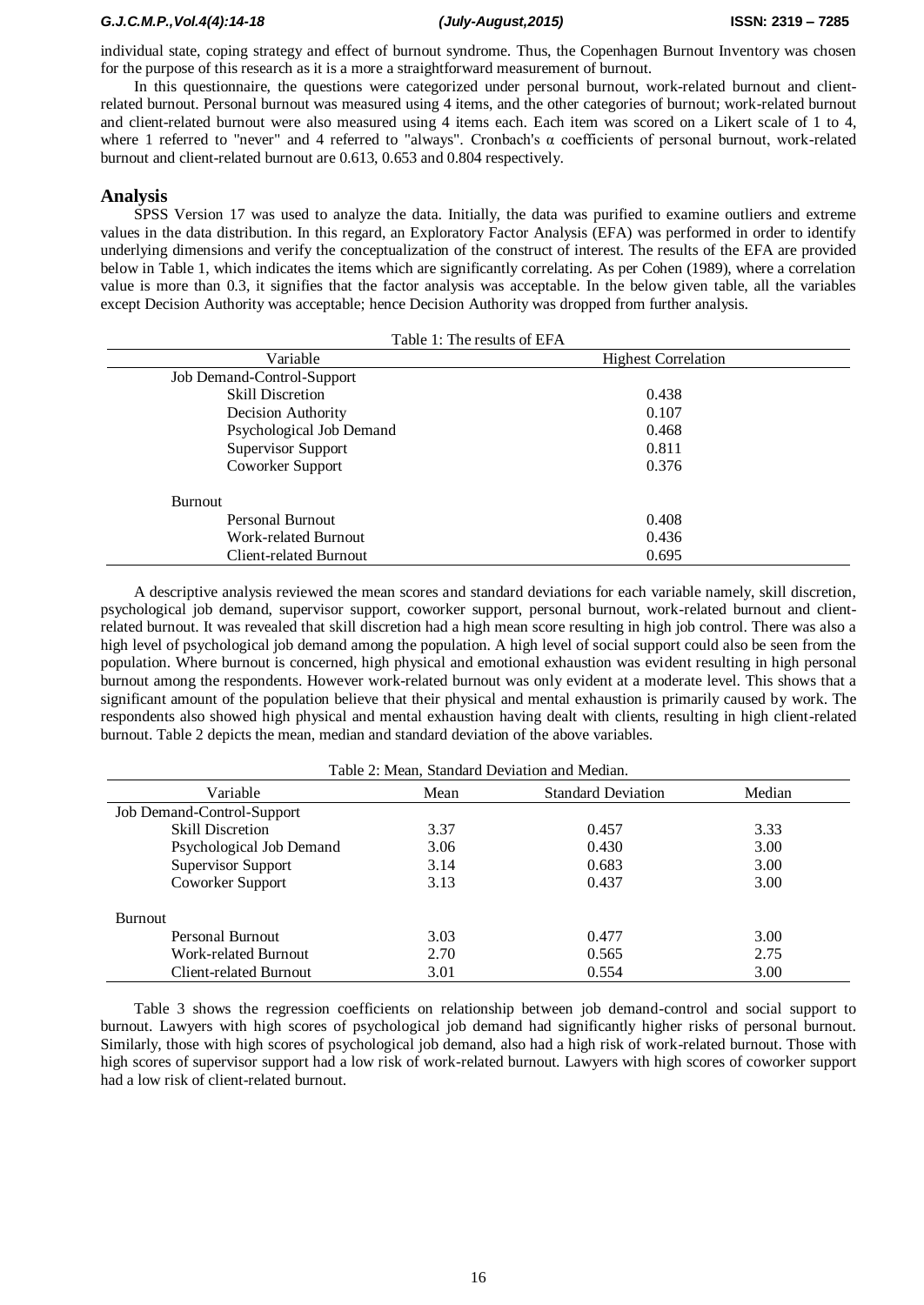individual state, coping strategy and effect of burnout syndrome. Thus, the Copenhagen Burnout Inventory was chosen for the purpose of this research as it is a more straightforward measurement of burnout.

In this questionnaire, the questions were categorized under personal burnout, work-related burnout and client-related burnout. Personal burnout was measured using 4 items, and the other categories of burnout; work-related burnout and client-related burnout were also measured using 4 items each. Each item was scored on a Likert scale of 1 to 4, where 1 referred to "never" and 4 referred to "always". Cronbach's α coefficients of personal burnout, work-related burnout and client-related burnout are 0.613, 0.653 and 0.804 respectively.

## Analysis

SPSS Version 17 was used to analyze the data. Initially, the data was purified to examine outliers and extreme values in the data distribution. In this regard, an Exploratory Factor Analysis (EFA) was performed in order to identify underlying dimensions and verify the conceptualization of the construct of interest. The results of the EFA are provided below in Table 1, which indicates the items which are significantly correlating. As per Cohen (1989), where a correlation value is more than 0.3, it signifies that the factor analysis was acceptable. In the below given table, all the variables except Decision Authority was acceptable; hence Decision Authority was dropped from further analysis.

Table 1: The results of EFA

| Variable | Highest Correlation |
|---|---|
| Job Demand-Control-Support | |
| Skill Discretion | 0.438 |
| Decision Authority | 0.107 |
| Psychological Job Demand | 0.468 |
| Supervisor Support | 0.811 |
| Coworker Support | 0.376 |
| Burnout | |
| Personal Burnout | 0.408 |
| Work-related Burnout | 0.436 |
| Client-related Burnout | 0.695 |

A descriptive analysis reviewed the mean scores and standard deviations for each variable namely, skill discretion, psychological job demand, supervisor support, coworker support, personal burnout, work-related burnout and client-related burnout. It was revealed that skill discretion had a high mean score resulting in high job control. There was also a high level of psychological job demand among the population. A high level of social support could also be seen from the population. Where burnout is concerned, high physical and emotional exhaustion was evident resulting in high personal burnout among the respondents. However work-related burnout was only evident at a moderate level. This shows that a significant amount of the population believe that their physical and mental exhaustion is primarily caused by work. The respondents also showed high physical and mental exhaustion having dealt with clients, resulting in high client-related burnout. Table 2 depicts the mean, median and standard deviation of the above variables.

Table 2: Mean, Standard Deviation and Median.

| Variable | Mean | Standard Deviation | Median |
|---|---|---|---|
| Job Demand-Control-Support | | | |
| Skill Discretion | 3.37 | 0.457 | 3.33 |
| Psychological Job Demand | 3.06 | 0.430 | 3.00 |
| Supervisor Support | 3.14 | 0.683 | 3.00 |
| Coworker Support | 3.13 | 0.437 | 3.00 |
| Burnout | | | |
| Personal Burnout | 3.03 | 0.477 | 3.00 |
| Work-related Burnout | 2.70 | 0.565 | 2.75 |
| Client-related Burnout | 3.01 | 0.554 | 3.00 |

Table 3 shows the regression coefficients on relationship between job demand-control and social support to burnout. Lawyers with high scores of psychological job demand had significantly higher risks of personal burnout. Similarly, those with high scores of psychological job demand, also had a high risk of work-related burnout. Those with high scores of supervisor support had a low risk of work-related burnout. Lawyers with high scores of coworker support had a low risk of client-related burnout.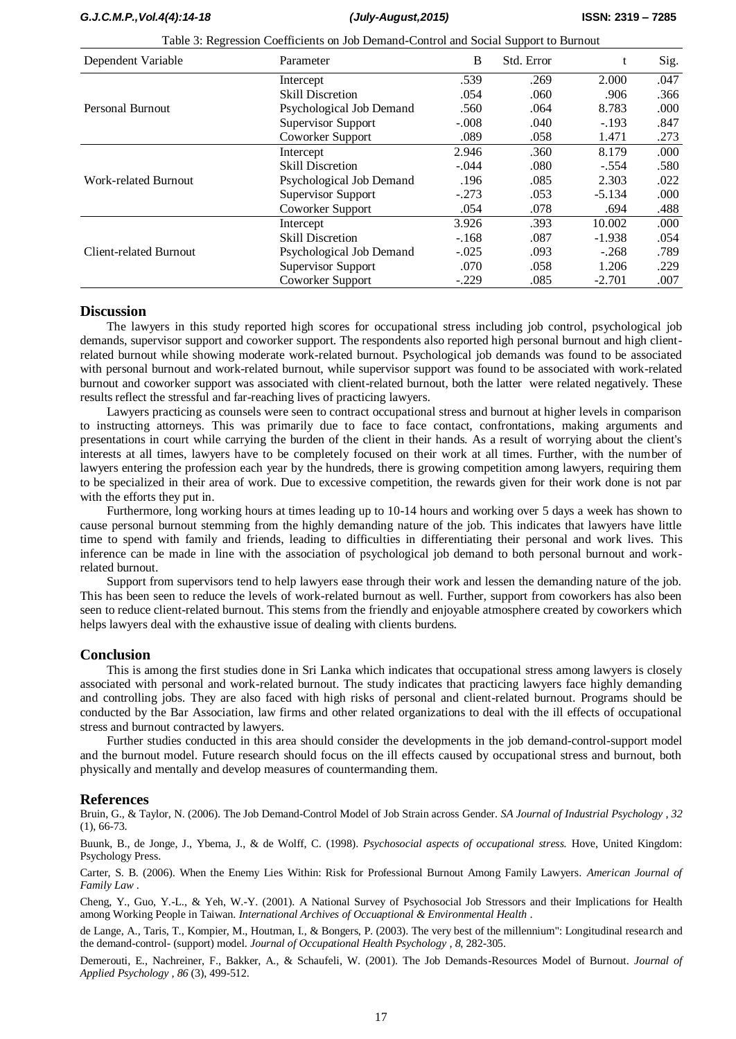Table 3: Regression Coefficients on Job Demand-Control and Social Support to Burnout

| Dependent Variable | Parameter | B | Std. Error | t | Sig. |
|---|---|---|---|---|---|
| Personal Burnout | Intercept | .539 | .269 | 2.000 | .047 |
| | Skill Discretion | .054 | .060 | .906 | .366 |
| | Psychological Job Demand | .560 | .064 | 8.783 | .000 |
| | Supervisor Support | -.008 | .040 | -.193 | .847 |
| | Coworker Support | .089 | .058 | 1.471 | .273 |
| Work-related Burnout | Intercept | 2.946 | .360 | 8.179 | .000 |
| | Skill Discretion | -.044 | .080 | -.554 | .580 |
| | Psychological Job Demand | .196 | .085 | 2.303 | .022 |
| | Supervisor Support | -.273 | .053 | -5.134 | .000 |
| | Coworker Support | .054 | .078 | .694 | .488 |
| Client-related Burnout | Intercept | 3.926 | .393 | 10.002 | .000 |
| | Skill Discretion | -.168 | .087 | -1.938 | .054 |
| | Psychological Job Demand | -.025 | .093 | -.268 | .789 |
| | Supervisor Support | .070 | .058 | 1.206 | .229 |
| | Coworker Support | -.229 | .085 | -2.701 | .007 |

## Discussion

The lawyers in this study reported high scores for occupational stress including job control, psychological job demands, supervisor support and coworker support. The respondents also reported high personal burnout and high client-related burnout while showing moderate work-related burnout. Psychological job demands was found to be associated with personal burnout and work-related burnout, while supervisor support was found to be associated with work-related burnout and coworker support was associated with client-related burnout, both the latter were related negatively. These results reflect the stressful and far-reaching lives of practicing lawyers.

Lawyers practicing as counsels were seen to contract occupational stress and burnout at higher levels in comparison to instructing attorneys. This was primarily due to face to face contact, confrontations, making arguments and presentations in court while carrying the burden of the client in their hands. As a result of worrying about the client's interests at all times, lawyers have to be completely focused on their work at all times. Further, with the number of lawyers entering the profession each year by the hundreds, there is growing competition among lawyers, requiring them to be specialized in their area of work. Due to excessive competition, the rewards given for their work done is not par with the efforts they put in.

Furthermore, long working hours at times leading up to 10-14 hours and working over 5 days a week has shown to cause personal burnout stemming from the highly demanding nature of the job. This indicates that lawyers have little time to spend with family and friends, leading to difficulties in differentiating their personal and work lives. This inference can be made in line with the association of psychological job demand to both personal burnout and work-related burnout.

Support from supervisors tend to help lawyers ease through their work and lessen the demanding nature of the job. This has been seen to reduce the levels of work-related burnout as well. Further, support from coworkers has also been seen to reduce client-related burnout. This stems from the friendly and enjoyable atmosphere created by coworkers which helps lawyers deal with the exhaustive issue of dealing with clients burdens.

## Conclusion

This is among the first studies done in Sri Lanka which indicates that occupational stress among lawyers is closely associated with personal and work-related burnout. The study indicates that practicing lawyers face highly demanding and controlling jobs. They are also faced with high risks of personal and client-related burnout. Programs should be conducted by the Bar Association, law firms and other related organizations to deal with the ill effects of occupational stress and burnout contracted by lawyers.

Further studies conducted in this area should consider the developments in the job demand-control-support model and the burnout model. Future research should focus on the ill effects caused by occupational stress and burnout, both physically and mentally and develop measures of countermanding them.

## References

Bruin, G., & Taylor, N. (2006). The Job Demand-Control Model of Job Strain across Gender. *SA Journal of Industrial Psychology , 32* (1), 66-73.

Buunk, B., de Jonge, J., Ybema, J., & de Wolff, C. (1998). *Psychosocial aspects of occupational stress.* Hove, United Kingdom: Psychology Press.

Carter, S. B. (2006). When the Enemy Lies Within: Risk for Professional Burnout Among Family Lawyers. *American Journal of Family Law* .

Cheng, Y., Guo, Y.-L., & Yeh, W.-Y. (2001). A National Survey of Psychosocial Job Stressors and their Implications for Health among Working People in Taiwan. *International Archives of Occuaptional & Environmental Health* .

de Lange, A., Taris, T., Kompier, M., Houtman, I., & Bongers, P. (2003). The very best of the millennium": Longitudinal research and the demand-control- (support) model. *Journal of Occupational Health Psychology , 8*, 282-305.

Demerouti, E., Nachreiner, F., Bakker, A., & Schaufeli, W. (2001). The Job Demands-Resources Model of Burnout. *Journal of Applied Psychology , 86* (3), 499-512.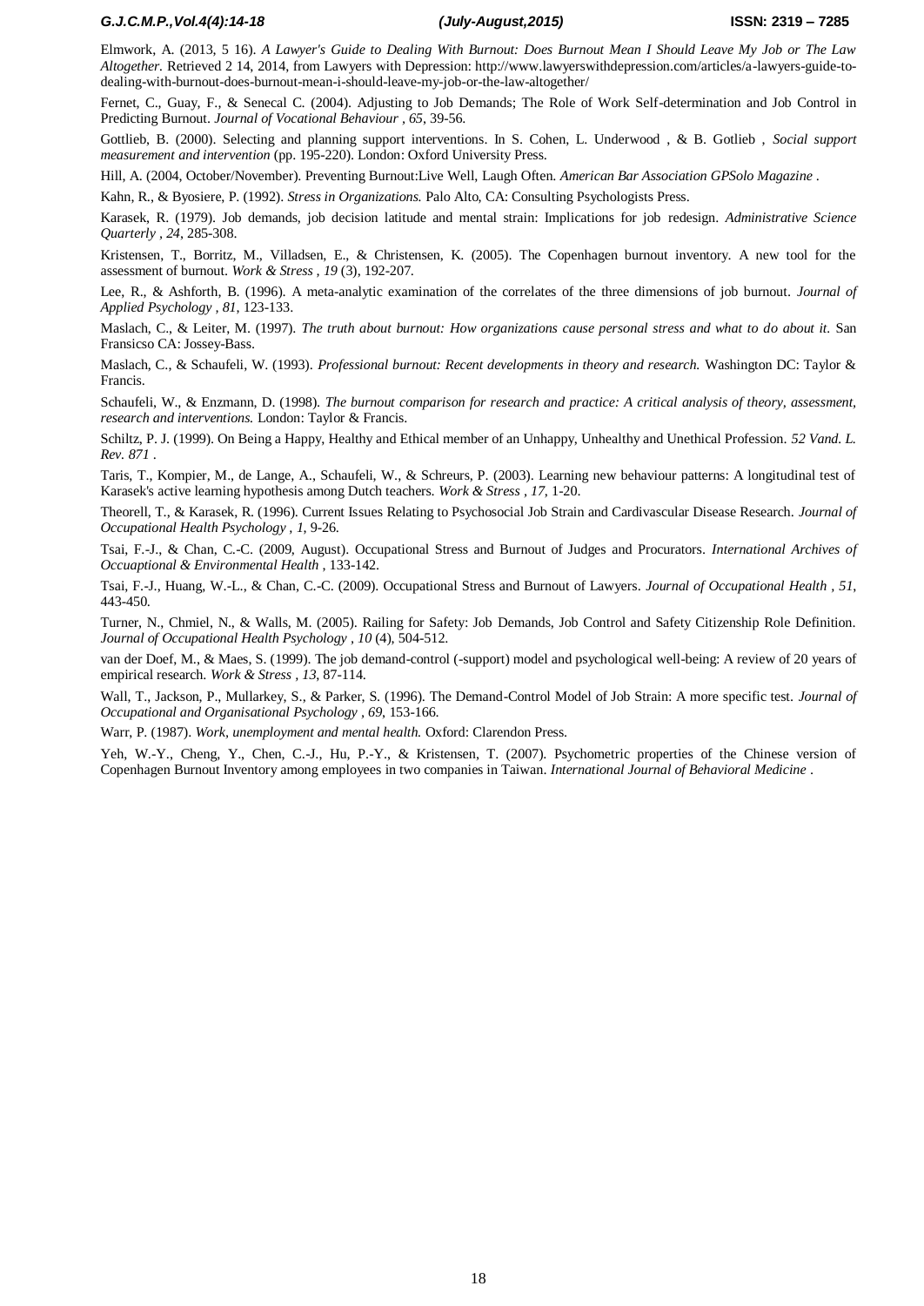Elmwork, A. (2013, 5 16). *A Lawyer's Guide to Dealing With Burnout: Does Burnout Mean I Should Leave My Job or The Law Altogether.* Retrieved 2 14, 2014, from Lawyers with Depression: http://www.lawyerswithdepression.com/articles/a-lawyers-guide-to-dealing-with-burnout-does-burnout-mean-i-should-leave-my-job-or-the-law-altogether/

Fernet, C., Guay, F., & Senecal C. (2004). Adjusting to Job Demands; The Role of Work Self-determination and Job Control in Predicting Burnout. *Journal of Vocational Behaviour* , *65*, 39-56.

Gottlieb, B. (2000). Selecting and planning support interventions. In S. Cohen, L. Underwood , & B. Gotlieb , *Social support measurement and intervention* (pp. 195-220). London: Oxford University Press.

Hill, A. (2004, October/November). Preventing Burnout:Live Well, Laugh Often. *American Bar Association GPSolo Magazine* .

Kahn, R., & Byosiere, P. (1992). *Stress in Organizations.* Palo Alto, CA: Consulting Psychologists Press.

Karasek, R. (1979). Job demands, job decision latitude and mental strain: Implications for job redesign. *Administrative Science Quarterly* , *24*, 285-308.

Kristensen, T., Borritz, M., Villadsen, E., & Christensen, K. (2005). The Copenhagen burnout inventory. A new tool for the assessment of burnout. *Work & Stress* , *19* (3), 192-207.

Lee, R., & Ashforth, B. (1996). A meta-analytic examination of the correlates of the three dimensions of job burnout. *Journal of Applied Psychology* , *81*, 123-133.

Maslach, C., & Leiter, M. (1997). *The truth about burnout: How organizations cause personal stress and what to do about it.* San Fransicso CA: Jossey-Bass.

Maslach, C., & Schaufeli, W. (1993). *Professional burnout: Recent developments in theory and research.* Washington DC: Taylor & Francis.

Schaufeli, W., & Enzmann, D. (1998). *The burnout comparison for research and practice: A critical analysis of theory, assessment, research and interventions.* London: Taylor & Francis.

Schiltz, P. J. (1999). On Being a Happy, Healthy and Ethical member of an Unhappy, Unhealthy and Unethical Profession. *52 Vand. L. Rev. 871* .

Taris, T., Kompier, M., de Lange, A., Schaufeli, W., & Schreurs, P. (2003). Learning new behaviour patterns: A longitudinal test of Karasek's active learning hypothesis among Dutch teachers. *Work & Stress* , *17*, 1-20.

Theorell, T., & Karasek, R. (1996). Current Issues Relating to Psychosocial Job Strain and Cardivascular Disease Research. *Journal of Occupational Health Psychology* , *1*, 9-26.

Tsai, F.-J., & Chan, C.-C. (2009, August). Occupational Stress and Burnout of Judges and Procurators. *International Archives of Occuaptional & Environmental Health* , 133-142.

Tsai, F.-J., Huang, W.-L., & Chan, C.-C. (2009). Occupational Stress and Burnout of Lawyers. *Journal of Occupational Health* , *51*, 443-450.

Turner, N., Chmiel, N., & Walls, M. (2005). Railing for Safety: Job Demands, Job Control and Safety Citizenship Role Definition. *Journal of Occupational Health Psychology* , *10* (4), 504-512.

van der Doef, M., & Maes, S. (1999). The job demand-control (-support) model and psychological well-being: A review of 20 years of empirical research. *Work & Stress* , *13*, 87-114.

Wall, T., Jackson, P., Mullarkey, S., & Parker, S. (1996). The Demand-Control Model of Job Strain: A more specific test. *Journal of Occupational and Organisational Psychology* , *69*, 153-166.

Warr, P. (1987). *Work, unemployment and mental health.* Oxford: Clarendon Press.

Yeh, W.-Y., Cheng, Y., Chen, C.-J., Hu, P.-Y., & Kristensen, T. (2007). Psychometric properties of the Chinese version of Copenhagen Burnout Inventory among employees in two companies in Taiwan. *International Journal of Behavioral Medicine* .